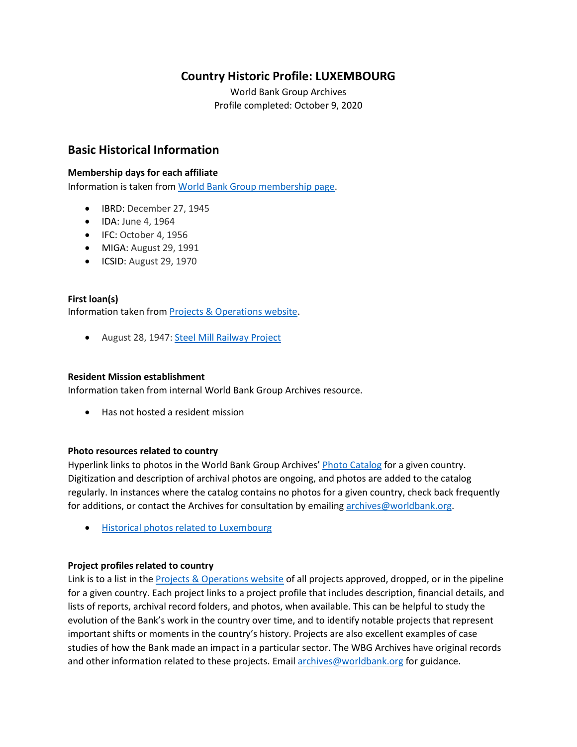# Country Historic Profile: LUXEMBOURG

World Bank Group Archives
Profile completed: October 9, 2020

## Basic Historical Information

### Membership days for each affiliate

Information is taken from World Bank Group membership page.

- IBRD: December 27, 1945
- IDA: June 4, 1964
- IFC: October 4, 1956
- MIGA: August 29, 1991
- ICSID: August 29, 1970

### First loan(s)

Information taken from Projects & Operations website.

- August 28, 1947: Steel Mill Railway Project

### Resident Mission establishment

Information taken from internal World Bank Group Archives resource.

- Has not hosted a resident mission

### Photo resources related to country

Hyperlink links to photos in the World Bank Group Archives' Photo Catalog for a given country. Digitization and description of archival photos are ongoing, and photos are added to the catalog regularly. In instances where the catalog contains no photos for a given country, check back frequently for additions, or contact the Archives for consultation by emailing archives@worldbank.org.

- Historical photos related to Luxembourg

### Project profiles related to country

Link is to a list in the Projects & Operations website of all projects approved, dropped, or in the pipeline for a given country. Each project links to a project profile that includes description, financial details, and lists of reports, archival record folders, and photos, when available. This can be helpful to study the evolution of the Bank's work in the country over time, and to identify notable projects that represent important shifts or moments in the country's history. Projects are also excellent examples of case studies of how the Bank made an impact in a particular sector. The WBG Archives have original records and other information related to these projects. Email archives@worldbank.org for guidance.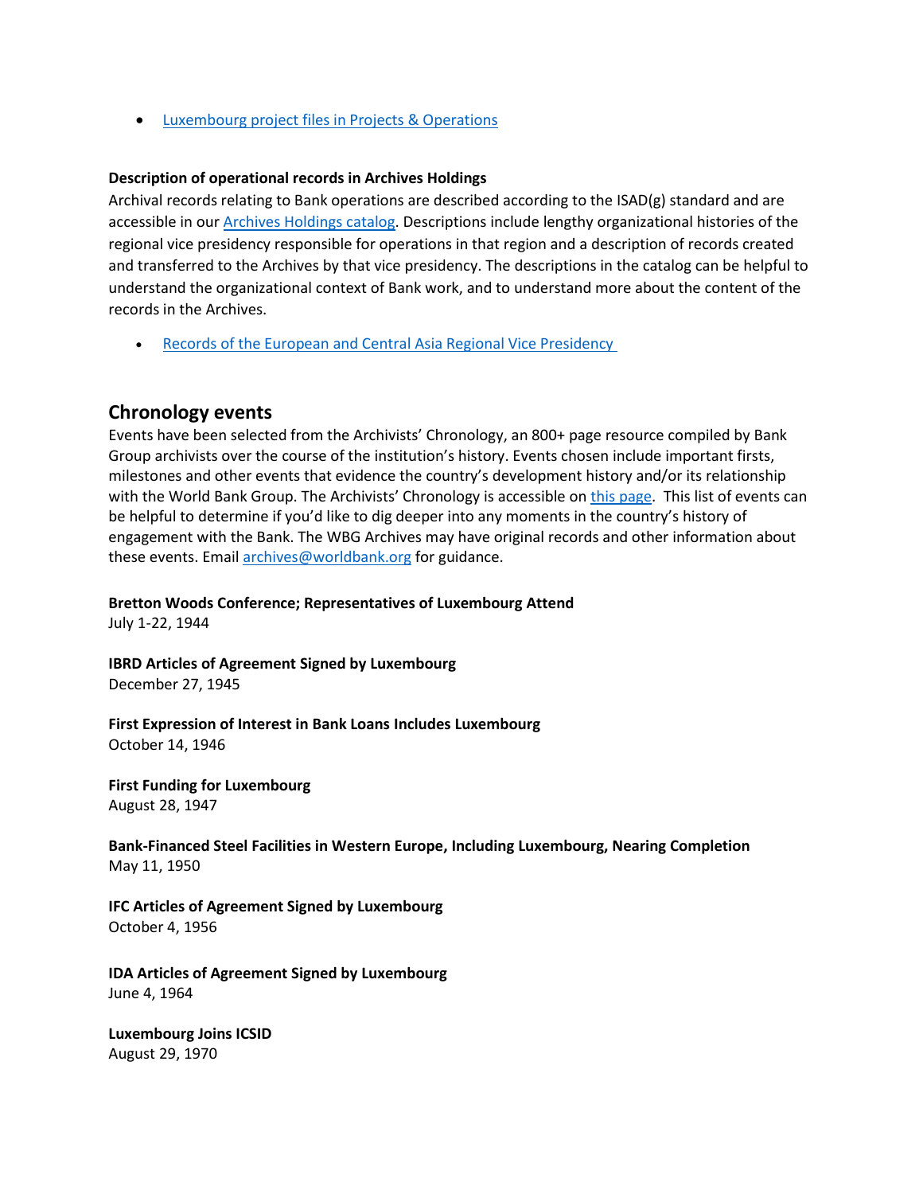- [Luxembourg project files in Projects & Operations]()

**Description of operational records in Archives Holdings**

Archival records relating to Bank operations are described according to the ISAD(g) standard and are accessible in our [Archives Holdings catalog](). Descriptions include lengthy organizational histories of the regional vice presidency responsible for operations in that region and a description of records created and transferred to the Archives by that vice presidency. The descriptions in the catalog can be helpful to understand the organizational context of Bank work, and to understand more about the content of the records in the Archives.

- [Records of the European and Central Asia Regional Vice Presidency]()

## Chronology events

Events have been selected from the Archivists' Chronology, an 800+ page resource compiled by Bank Group archivists over the course of the institution's history. Events chosen include important firsts, milestones and other events that evidence the country's development history and/or its relationship with the World Bank Group. The Archivists' Chronology is accessible on [this page](). This list of events can be helpful to determine if you'd like to dig deeper into any moments in the country's history of engagement with the Bank. The WBG Archives may have original records and other information about these events. Email [archives@worldbank.org]() for guidance.

**Bretton Woods Conference; Representatives of Luxembourg Attend**
July 1-22, 1944

**IBRD Articles of Agreement Signed by Luxembourg**
December 27, 1945

**First Expression of Interest in Bank Loans Includes Luxembourg**
October 14, 1946

**First Funding for Luxembourg**
August 28, 1947

**Bank-Financed Steel Facilities in Western Europe, Including Luxembourg, Nearing Completion**
May 11, 1950

**IFC Articles of Agreement Signed by Luxembourg**
October 4, 1956

**IDA Articles of Agreement Signed by Luxembourg**
June 4, 1964

**Luxembourg Joins ICSID**
August 29, 1970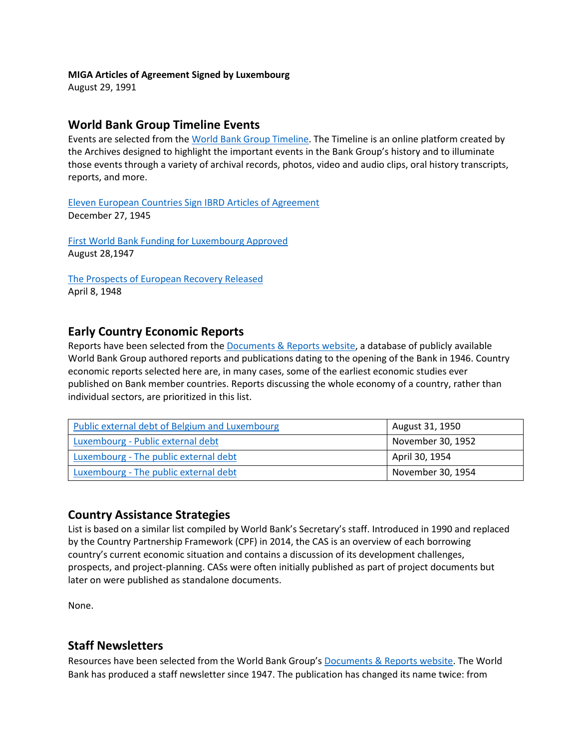**MIGA Articles of Agreement Signed by Luxembourg**
August 29, 1991

## World Bank Group Timeline Events

Events are selected from the World Bank Group Timeline. The Timeline is an online platform created by the Archives designed to highlight the important events in the Bank Group's history and to illuminate those events through a variety of archival records, photos, video and audio clips, oral history transcripts, reports, and more.

Eleven European Countries Sign IBRD Articles of Agreement
December 27, 1945

First World Bank Funding for Luxembourg Approved
August 28,1947

The Prospects of European Recovery Released
April 8, 1948

## Early Country Economic Reports

Reports have been selected from the Documents & Reports website, a database of publicly available World Bank Group authored reports and publications dating to the opening of the Bank in 1946. Country economic reports selected here are, in many cases, some of the earliest economic studies ever published on Bank member countries. Reports discussing the whole economy of a country, rather than individual sectors, are prioritized in this list.

| | |
|---|---|
| Public external debt of Belgium and Luxembourg | August 31, 1950 |
| Luxembourg - Public external debt | November 30, 1952 |
| Luxembourg - The public external debt | April 30, 1954 |
| Luxembourg - The public external debt | November 30, 1954 |

## Country Assistance Strategies

List is based on a similar list compiled by World Bank's Secretary's staff. Introduced in 1990 and replaced by the Country Partnership Framework (CPF) in 2014, the CAS is an overview of each borrowing country's current economic situation and contains a discussion of its development challenges, prospects, and project-planning. CASs were often initially published as part of project documents but later on were published as standalone documents.

None.

## Staff Newsletters

Resources have been selected from the World Bank Group's Documents & Reports website. The World Bank has produced a staff newsletter since 1947. The publication has changed its name twice: from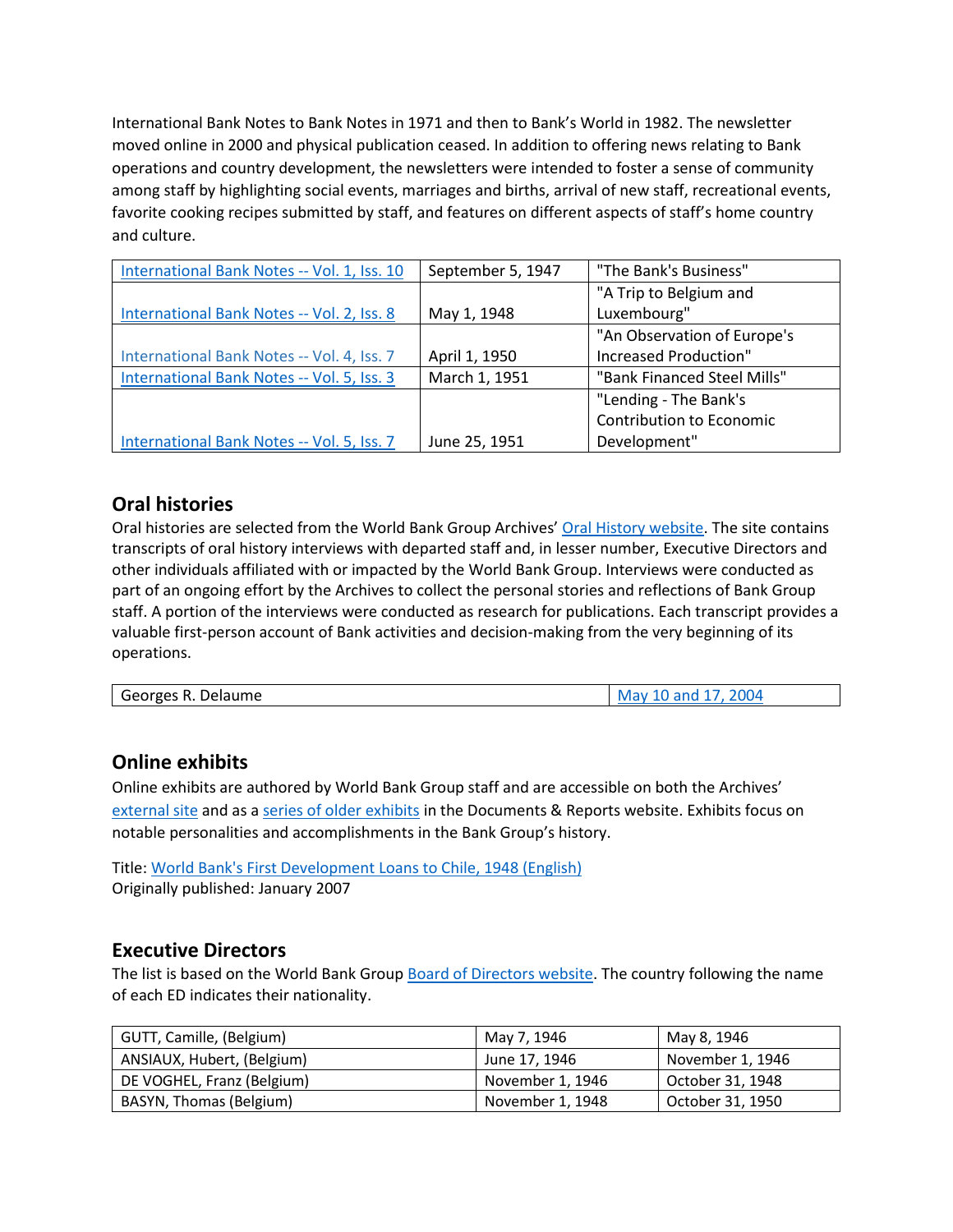International Bank Notes to Bank Notes in 1971 and then to Bank's World in 1982. The newsletter moved online in 2000 and physical publication ceased. In addition to offering news relating to Bank operations and country development, the newsletters were intended to foster a sense of community among staff by highlighting social events, marriages and births, arrival of new staff, recreational events, favorite cooking recipes submitted by staff, and features on different aspects of staff's home country and culture.

| | | |
|---|---|---|
| International Bank Notes -- Vol. 1, Iss. 10 | September 5, 1947 | "The Bank's Business" |
| International Bank Notes -- Vol. 2, Iss. 8 | May 1, 1948 | "A Trip to Belgium and Luxembourg" |
| International Bank Notes -- Vol. 4, Iss. 7 | April 1, 1950 | "An Observation of Europe's Increased Production" |
| International Bank Notes -- Vol. 5, Iss. 3 | March 1, 1951 | "Bank Financed Steel Mills" |
| International Bank Notes -- Vol. 5, Iss. 7 | June 25, 1951 | "Lending - The Bank's Contribution to Economic Development" |

## Oral histories

Oral histories are selected from the World Bank Group Archives' Oral History website. The site contains transcripts of oral history interviews with departed staff and, in lesser number, Executive Directors and other individuals affiliated with or impacted by the World Bank Group. Interviews were conducted as part of an ongoing effort by the Archives to collect the personal stories and reflections of Bank Group staff. A portion of the interviews were conducted as research for publications. Each transcript provides a valuable first-person account of Bank activities and decision-making from the very beginning of its operations.

| | |
|---|---|
| Georges R. Delaume | May 10 and 17, 2004 |

## Online exhibits

Online exhibits are authored by World Bank Group staff and are accessible on both the Archives' external site and as a series of older exhibits in the Documents & Reports website. Exhibits focus on notable personalities and accomplishments in the Bank Group's history.

Title: World Bank's First Development Loans to Chile, 1948 (English)
Originally published: January 2007

## Executive Directors

The list is based on the World Bank Group Board of Directors website. The country following the name of each ED indicates their nationality.

| | | |
|---|---|---|
| GUTT, Camille, (Belgium) | May 7, 1946 | May 8, 1946 |
| ANSIAUX, Hubert, (Belgium) | June 17, 1946 | November 1, 1946 |
| DE VOGHEL, Franz (Belgium) | November 1, 1946 | October 31, 1948 |
| BASYN, Thomas (Belgium) | November 1, 1948 | October 31, 1950 |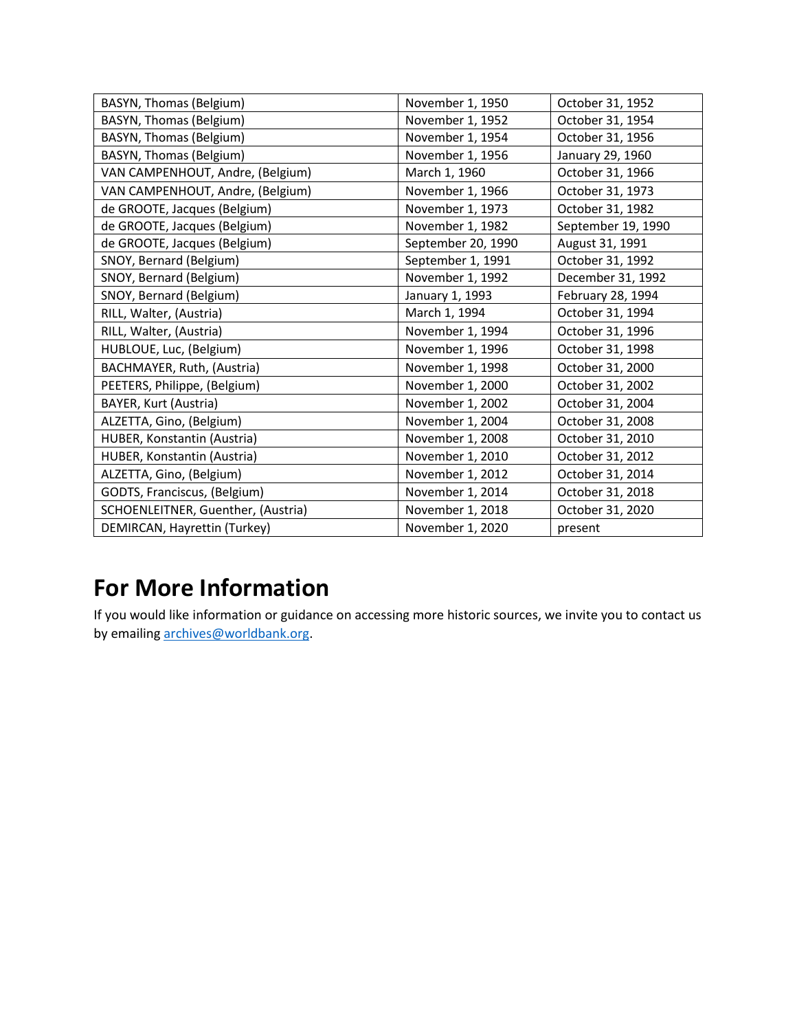| | | |
|---|---|---|
| BASYN, Thomas (Belgium) | November 1, 1950 | October 31, 1952 |
| BASYN, Thomas (Belgium) | November 1, 1952 | October 31, 1954 |
| BASYN, Thomas (Belgium) | November 1, 1954 | October 31, 1956 |
| BASYN, Thomas (Belgium) | November 1, 1956 | January 29, 1960 |
| VAN CAMPENHOUT, Andre, (Belgium) | March 1, 1960 | October 31, 1966 |
| VAN CAMPENHOUT, Andre, (Belgium) | November 1, 1966 | October 31, 1973 |
| de GROOTE, Jacques (Belgium) | November 1, 1973 | October 31, 1982 |
| de GROOTE, Jacques (Belgium) | November 1, 1982 | September 19, 1990 |
| de GROOTE, Jacques (Belgium) | September 20, 1990 | August 31, 1991 |
| SNOY, Bernard (Belgium) | September 1, 1991 | October 31, 1992 |
| SNOY, Bernard (Belgium) | November 1, 1992 | December 31, 1992 |
| SNOY, Bernard (Belgium) | January 1, 1993 | February 28, 1994 |
| RILL, Walter, (Austria) | March 1, 1994 | October 31, 1994 |
| RILL, Walter, (Austria) | November 1, 1994 | October 31, 1996 |
| HUBLOUE, Luc, (Belgium) | November 1, 1996 | October 31, 1998 |
| BACHMAYER, Ruth, (Austria) | November 1, 1998 | October 31, 2000 |
| PEETERS, Philippe, (Belgium) | November 1, 2000 | October 31, 2002 |
| BAYER, Kurt (Austria) | November 1, 2002 | October 31, 2004 |
| ALZETTA, Gino, (Belgium) | November 1, 2004 | October 31, 2008 |
| HUBER, Konstantin (Austria) | November 1, 2008 | October 31, 2010 |
| HUBER, Konstantin (Austria) | November 1, 2010 | October 31, 2012 |
| ALZETTA, Gino, (Belgium) | November 1, 2012 | October 31, 2014 |
| GODTS, Franciscus, (Belgium) | November 1, 2014 | October 31, 2018 |
| SCHOENLEITNER, Guenther, (Austria) | November 1, 2018 | October 31, 2020 |
| DEMIRCAN, Hayrettin (Turkey) | November 1, 2020 | present |

## For More Information

If you would like information or guidance on accessing more historic sources, we invite you to contact us by emailing archives@worldbank.org.